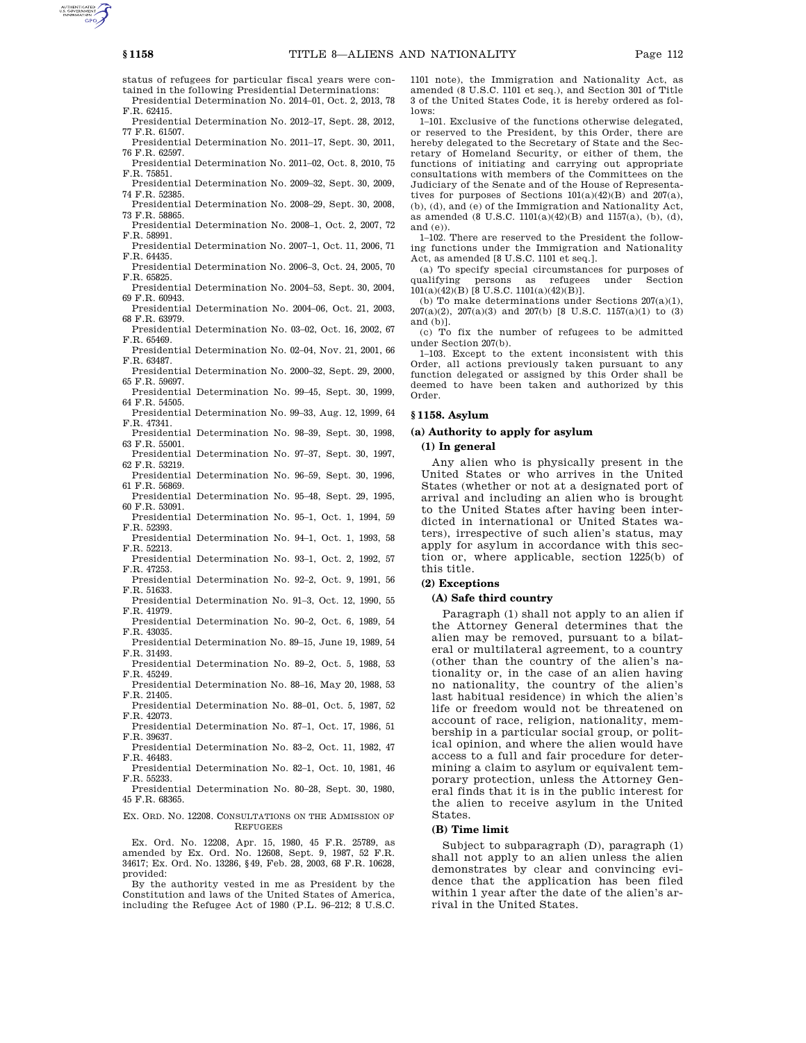status of refugees for particular fiscal years were contained in the following Presidential Determinations:

Presidential Determination No. 2014–01, Oct. 2, 2013, 78 F.R. 62415.

Presidential Determination No. 2012–17, Sept. 28, 2012, 77 F.R. 61507.

Presidential Determination No. 2011–17, Sept. 30, 2011, 76 F.R. 62597.

Presidential Determination No. 2011–02, Oct. 8, 2010, 75 F.R. 75851.

Presidential Determination No. 2009–32, Sept. 30, 2009, 74 F.R. 52385.

Presidential Determination No. 2008–29, Sept. 30, 2008, 73 F.R. 58865.

Presidential Determination No. 2008–1, Oct. 2, 2007, 72 F.R. 58991.

Presidential Determination No. 2007–1, Oct. 11, 2006, 71 F.R. 64435.

Presidential Determination No. 2006–3, Oct. 24, 2005, 70 F.R. 65825.

Presidential Determination No. 2004–53, Sept. 30, 2004, 69 F.R. 60943.

Presidential Determination No. 2004–06, Oct. 21, 2003, 68 F.R. 63979.

Presidential Determination No. 03–02, Oct. 16, 2002, 67 F.R. 65469.

Presidential Determination No. 02–04, Nov. 21, 2001, 66 F.R. 63487.

Presidential Determination No. 2000–32, Sept. 29, 2000, 65 F.R. 59697.

Presidential Determination No. 99–45, Sept. 30, 1999, 64 F.R. 54505.

Presidential Determination No. 99–33, Aug. 12, 1999, 64 F.R. 47341.

Presidential Determination No. 98–39, Sept. 30, 1998, 63 F.R. 55001.

Presidential Determination No. 97–37, Sept. 30, 1997, 62 F.R. 53219.

Presidential Determination No. 96–59, Sept. 30, 1996, 61 F.R. 56869.

Presidential Determination No. 95–48, Sept. 29, 1995, 60 F.R. 53091.

Presidential Determination No. 95–1, Oct. 1, 1994, 59 F.R. 52393.

Presidential Determination No. 94–1, Oct. 1, 1993, 58 F.R. 52213.

Presidential Determination No. 93–1, Oct. 2, 1992, 57 F.R. 47253.

Presidential Determination No. 92–2, Oct. 9, 1991, 56 F.R. 51633.

Presidential Determination No. 91–3, Oct. 12, 1990, 55 F.R. 41979.

Presidential Determination No. 90–2, Oct. 6, 1989, 54 F.R. 43035.

Presidential Determination No. 89–15, June 19, 1989, 54 F.R. 31493.

Presidential Determination No. 89–2, Oct. 5, 1988, 53 F.R. 45249.

Presidential Determination No. 88–16, May 20, 1988, 53 F.R. 21405.

Presidential Determination No. 88–01, Oct. 5, 1987, 52 F.R. 42073.

Presidential Determination No. 87–1, Oct. 17, 1986, 51 F.R. 39637.

Presidential Determination No. 83–2, Oct. 11, 1982, 47 F.R. 46483.

Presidential Determination No. 82–1, Oct. 10, 1981, 46 F.R. 55233.

Presidential Determination No. 80–28, Sept. 30, 1980, 45 F.R. 68365.

EX. ORD. NO. 12208. CONSULTATIONS ON THE ADMISSION OF REFUGEES

Ex. Ord. No. 12208, Apr. 15, 1980, 45 F.R. 25789, as amended by Ex. Ord. No. 12608, Sept. 9, 1987, 52 F.R. 34617; Ex. Ord. No. 13286, §49, Feb. 28, 2003, 68 F.R. 10628, provided:

By the authority vested in me as President by the Constitution and laws of the United States of America, including the Refugee Act of 1980 (P.L. 96–212; 8 U.S.C. 1101 note), the Immigration and Nationality Act, as amended (8 U.S.C. 1101 et seq.), and Section 301 of Title 3 of the United States Code, it is hereby ordered as follows:

1–101. Exclusive of the functions otherwise delegated, or reserved to the President, by this Order, there are hereby delegated to the Secretary of State and the Secretary of Homeland Security, or either of them, the functions of initiating and carrying out appropriate consultations with members of the Committees on the Judiciary of the Senate and of the House of Representatives for purposes of Sections 101(a)(42)(B) and 207(a), (b), (d), and (e) of the Immigration and Nationality Act, as amended (8 U.S.C. 1101(a)(42)(B) and 1157(a), (b), (d), and (e)).

1–102. There are reserved to the President the following functions under the Immigration and Nationality Act, as amended [8 U.S.C. 1101 et seq.].

(a) To specify special circumstances for purposes of qualifying persons as refugees under Section 101(a)(42)(B) [8 U.S.C. 1101(a)(42)(B)].

(b) To make determinations under Sections 207(a)(1), 207(a)(2), 207(a)(3) and 207(b) [8 U.S.C. 1157(a)(1) to (3) and (b)].

(c) To fix the number of refugees to be admitted under Section 207(b).

1–103. Except to the extent inconsistent with this Order, all actions previously taken pursuant to any function delegated or assigned by this Order shall be deemed to have been taken and authorized by this Order.

## § 1158. Asylum

### (a) Authority to apply for asylum

#### (1) In general

Any alien who is physically present in the United States or who arrives in the United States (whether or not at a designated port of arrival and including an alien who is brought to the United States after having been interdicted in international or United States waters), irrespective of such alien's status, may apply for asylum in accordance with this section or, where applicable, section 1225(b) of this title.

#### (2) Exceptions

##### (A) Safe third country

Paragraph (1) shall not apply to an alien if the Attorney General determines that the alien may be removed, pursuant to a bilateral or multilateral agreement, to a country (other than the country of the alien's nationality or, in the case of an alien having no nationality, the country of the alien's last habitual residence) in which the alien's life or freedom would not be threatened on account of race, religion, nationality, membership in a particular social group, or political opinion, and where the alien would have access to a full and fair procedure for determining a claim to asylum or equivalent temporary protection, unless the Attorney General finds that it is in the public interest for the alien to receive asylum in the United States.

##### (B) Time limit

Subject to subparagraph (D), paragraph (1) shall not apply to an alien unless the alien demonstrates by clear and convincing evidence that the application has been filed within 1 year after the date of the alien's arrival in the United States.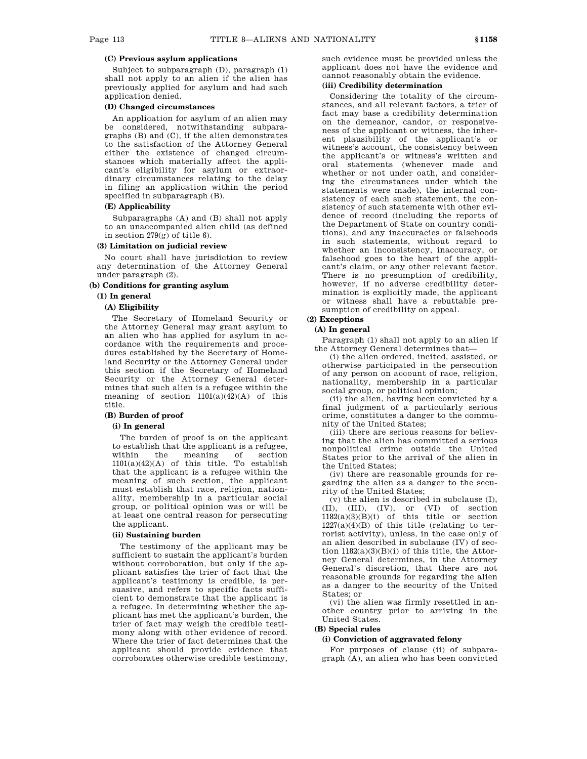#### (C) Previous asylum applications

Subject to subparagraph (D), paragraph (1) shall not apply to an alien if the alien has previously applied for asylum and had such application denied.

#### (D) Changed circumstances

An application for asylum of an alien may be considered, notwithstanding subparagraphs (B) and (C), if the alien demonstrates to the satisfaction of the Attorney General either the existence of changed circumstances which materially affect the applicant's eligibility for asylum or extraordinary circumstances relating to the delay in filing an application within the period specified in subparagraph (B).

#### (E) Applicability

Subparagraphs (A) and (B) shall not apply to an unaccompanied alien child (as defined in section 279(g) of title 6).

### (3) Limitation on judicial review

No court shall have jurisdiction to review any determination of the Attorney General under paragraph (2).

## (b) Conditions for granting asylum

### (1) In general

#### (A) Eligibility

The Secretary of Homeland Security or the Attorney General may grant asylum to an alien who has applied for asylum in accordance with the requirements and procedures established by the Secretary of Homeland Security or the Attorney General under this section if the Secretary of Homeland Security or the Attorney General determines that such alien is a refugee within the meaning of section 1101(a)(42)(A) of this title.

#### (B) Burden of proof

##### (i) In general

The burden of proof is on the applicant to establish that the applicant is a refugee, within the meaning of section 1101(a)(42)(A) of this title. To establish that the applicant is a refugee within the meaning of such section, the applicant must establish that race, religion, nationality, membership in a particular social group, or political opinion was or will be at least one central reason for persecuting the applicant.

##### (ii) Sustaining burden

The testimony of the applicant may be sufficient to sustain the applicant's burden without corroboration, but only if the applicant satisfies the trier of fact that the applicant's testimony is credible, is persuasive, and refers to specific facts sufficient to demonstrate that the applicant is a refugee. In determining whether the applicant has met the applicant's burden, the trier of fact may weigh the credible testimony along with other evidence of record. Where the trier of fact determines that the applicant should provide evidence that corroborates otherwise credible testimony, such evidence must be provided unless the applicant does not have the evidence and cannot reasonably obtain the evidence.

##### (iii) Credibility determination

Considering the totality of the circumstances, and all relevant factors, a trier of fact may base a credibility determination on the demeanor, candor, or responsiveness of the applicant or witness, the inherent plausibility of the applicant's or witness's account, the consistency between the applicant's or witness's written and oral statements (whenever made and whether or not under oath, and considering the circumstances under which the statements were made), the internal consistency of each such statement, the consistency of such statements with other evidence of record (including the reports of the Department of State on country conditions), and any inaccuracies or falsehoods in such statements, without regard to whether an inconsistency, inaccuracy, or falsehood goes to the heart of the applicant's claim, or any other relevant factor. There is no presumption of credibility, however, if no adverse credibility determination is explicitly made, the applicant or witness shall have a rebuttable presumption of credibility on appeal.

### (2) Exceptions

#### (A) In general

Paragraph (1) shall not apply to an alien if the Attorney General determines that—

(i) the alien ordered, incited, assisted, or otherwise participated in the persecution of any person on account of race, religion, nationality, membership in a particular social group, or political opinion;

(ii) the alien, having been convicted by a final judgment of a particularly serious crime, constitutes a danger to the community of the United States;

(iii) there are serious reasons for believing that the alien has committed a serious nonpolitical crime outside the United States prior to the arrival of the alien in the United States;

(iv) there are reasonable grounds for regarding the alien as a danger to the security of the United States;

(v) the alien is described in subclause (I), (II), (III), (IV), or (VI) of section 1182(a)(3)(B)(i) of this title or section 1227(a)(4)(B) of this title (relating to terrorist activity), unless, in the case only of an alien described in subclause (IV) of section 1182(a)(3)(B)(i) of this title, the Attorney General determines, in the Attorney General's discretion, that there are not reasonable grounds for regarding the alien as a danger to the security of the United States; or

(vi) the alien was firmly resettled in another country prior to arriving in the United States.

#### (B) Special rules

##### (i) Conviction of aggravated felony

For purposes of clause (ii) of subparagraph (A), an alien who has been convicted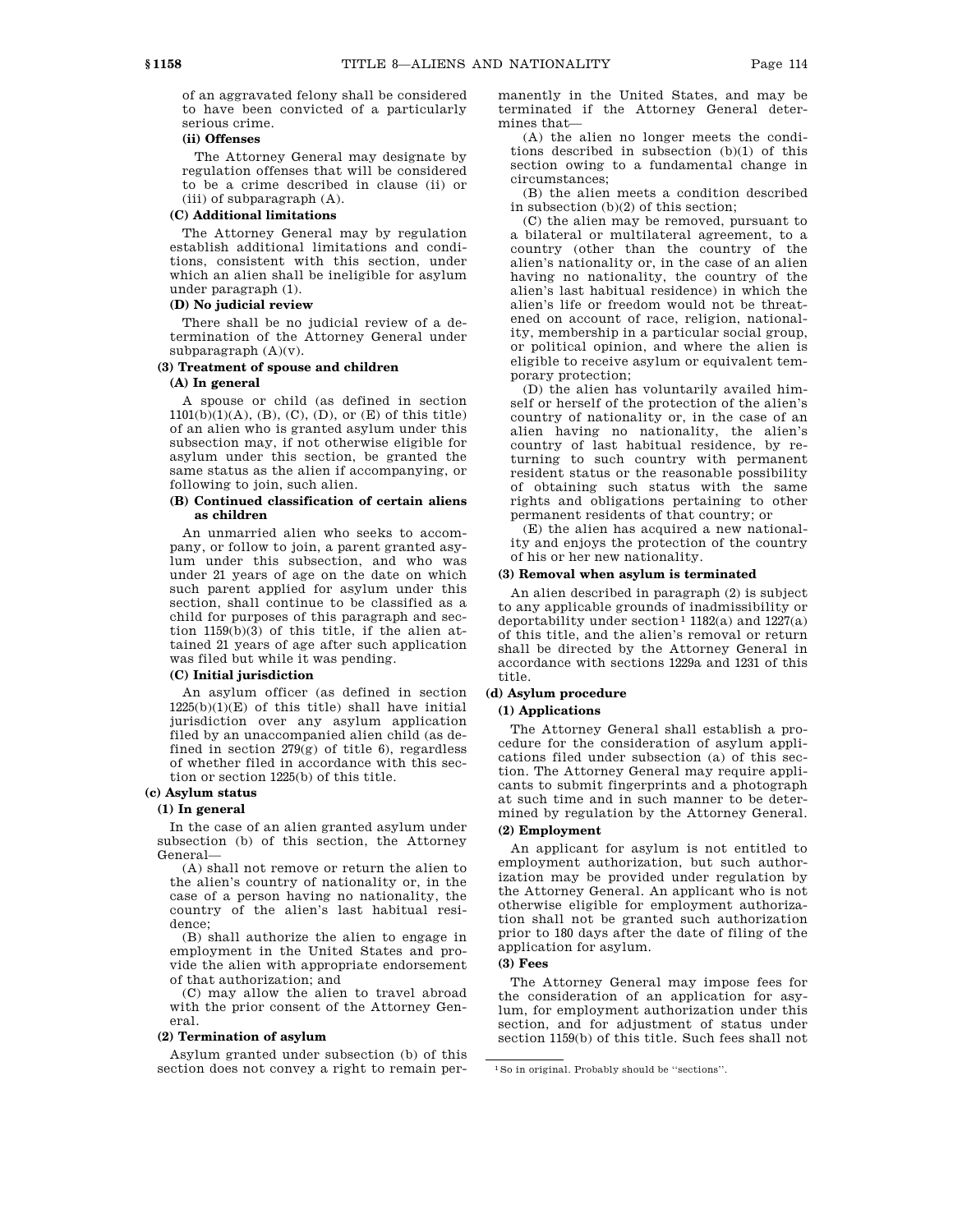of an aggravated felony shall be considered to have been convicted of a particularly serious crime.

**(ii) Offenses**

The Attorney General may designate by regulation offenses that will be considered to be a crime described in clause (ii) or (iii) of subparagraph (A).

**(C) Additional limitations**

The Attorney General may by regulation establish additional limitations and conditions, consistent with this section, under which an alien shall be ineligible for asylum under paragraph (1).

**(D) No judicial review**

There shall be no judicial review of a determination of the Attorney General under subparagraph (A)(v).

**(3) Treatment of spouse and children**

**(A) In general**

A spouse or child (as defined in section 1101(b)(1)(A), (B), (C), (D), or (E) of this title) of an alien who is granted asylum under this subsection may, if not otherwise eligible for asylum under this section, be granted the same status as the alien if accompanying, or following to join, such alien.

**(B) Continued classification of certain aliens as children**

An unmarried alien who seeks to accompany, or follow to join, a parent granted asylum under this subsection, and who was under 21 years of age on the date on which such parent applied for asylum under this section, shall continue to be classified as a child for purposes of this paragraph and section 1159(b)(3) of this title, if the alien attained 21 years of age after such application was filed but while it was pending.

**(C) Initial jurisdiction**

An asylum officer (as defined in section 1225(b)(1)(E) of this title) shall have initial jurisdiction over any asylum application filed by an unaccompanied alien child (as defined in section 279(g) of title 6), regardless of whether filed in accordance with this section or section 1225(b) of this title.

**(c) Asylum status**

**(1) In general**

In the case of an alien granted asylum under subsection (b) of this section, the Attorney General—

(A) shall not remove or return the alien to the alien's country of nationality or, in the case of a person having no nationality, the country of the alien's last habitual residence;

(B) shall authorize the alien to engage in employment in the United States and provide the alien with appropriate endorsement of that authorization; and

(C) may allow the alien to travel abroad with the prior consent of the Attorney General.

**(2) Termination of asylum**

Asylum granted under subsection (b) of this section does not convey a right to remain permanently in the United States, and may be terminated if the Attorney General determines that—

(A) the alien no longer meets the conditions described in subsection (b)(1) of this section owing to a fundamental change in circumstances;

(B) the alien meets a condition described in subsection (b)(2) of this section;

(C) the alien may be removed, pursuant to a bilateral or multilateral agreement, to a country (other than the country of the alien's nationality or, in the case of an alien having no nationality, the country of the alien's last habitual residence) in which the alien's life or freedom would not be threatened on account of race, religion, nationality, membership in a particular social group, or political opinion, and where the alien is eligible to receive asylum or equivalent temporary protection;

(D) the alien has voluntarily availed himself or herself of the protection of the alien's country of nationality or, in the case of an alien having no nationality, the alien's country of last habitual residence, by returning to such country with permanent resident status or the reasonable possibility of obtaining such status with the same rights and obligations pertaining to other permanent residents of that country; or

(E) the alien has acquired a new nationality and enjoys the protection of the country of his or her new nationality.

**(3) Removal when asylum is terminated**

An alien described in paragraph (2) is subject to any applicable grounds of inadmissibility or deportability under section[1] 1182(a) and 1227(a) of this title, and the alien's removal or return shall be directed by the Attorney General in accordance with sections 1229a and 1231 of this title.

**(d) Asylum procedure**

**(1) Applications**

The Attorney General shall establish a procedure for the consideration of asylum applications filed under subsection (a) of this section. The Attorney General may require applicants to submit fingerprints and a photograph at such time and in such manner to be determined by regulation by the Attorney General.

**(2) Employment**

An applicant for asylum is not entitled to employment authorization, but such authorization may be provided under regulation by the Attorney General. An applicant who is not otherwise eligible for employment authorization shall not be granted such authorization prior to 180 days after the date of filing of the application for asylum.

**(3) Fees**

The Attorney General may impose fees for the consideration of an application for asylum, for employment authorization under this section, and for adjustment of status under section 1159(b) of this title. Such fees shall not

[1] So in original. Probably should be "sections".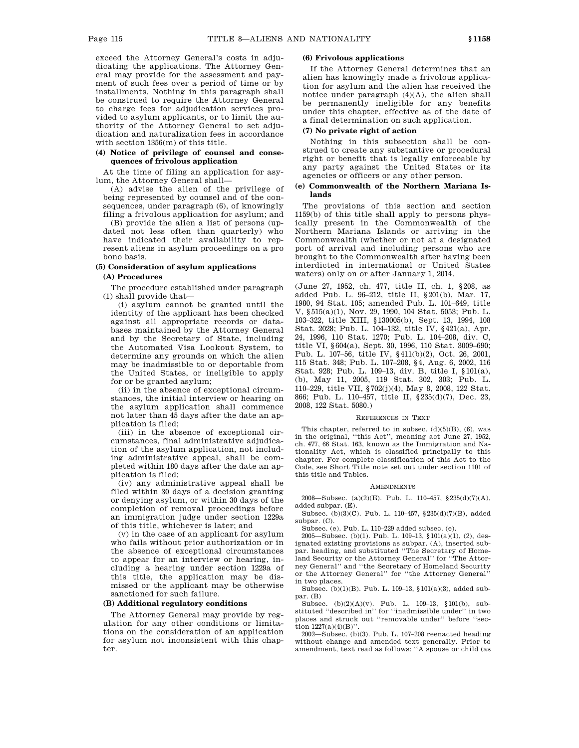exceed the Attorney General's costs in adjudicating the applications. The Attorney General may provide for the assessment and payment of such fees over a period of time or by installments. Nothing in this paragraph shall be construed to require the Attorney General to charge fees for adjudication services provided to asylum applicants, or to limit the authority of the Attorney General to set adjudication and naturalization fees in accordance with section 1356(m) of this title.

**(4) Notice of privilege of counsel and consequences of frivolous application**

At the time of filing an application for asylum, the Attorney General shall—

(A) advise the alien of the privilege of being represented by counsel and of the consequences, under paragraph (6), of knowingly filing a frivolous application for asylum; and

(B) provide the alien a list of persons (updated not less often than quarterly) who have indicated their availability to represent aliens in asylum proceedings on a pro bono basis.

**(5) Consideration of asylum applications**

**(A) Procedures**

The procedure established under paragraph (1) shall provide that—

(i) asylum cannot be granted until the identity of the applicant has been checked against all appropriate records or databases maintained by the Attorney General and by the Secretary of State, including the Automated Visa Lookout System, to determine any grounds on which the alien may be inadmissible to or deportable from the United States, or ineligible to apply for or be granted asylum;

(ii) in the absence of exceptional circumstances, the initial interview or hearing on the asylum application shall commence not later than 45 days after the date an application is filed;

(iii) in the absence of exceptional circumstances, final administrative adjudication of the asylum application, not including administrative appeal, shall be completed within 180 days after the date an application is filed;

(iv) any administrative appeal shall be filed within 30 days of a decision granting or denying asylum, or within 30 days of the completion of removal proceedings before an immigration judge under section 1229a of this title, whichever is later; and

(v) in the case of an applicant for asylum who fails without prior authorization or in the absence of exceptional circumstances to appear for an interview or hearing, including a hearing under section 1229a of this title, the application may be dismissed or the applicant may be otherwise sanctioned for such failure.

**(B) Additional regulatory conditions**

The Attorney General may provide by regulation for any other conditions or limitations on the consideration of an application for asylum not inconsistent with this chapter.

**(6) Frivolous applications**

If the Attorney General determines that an alien has knowingly made a frivolous application for asylum and the alien has received the notice under paragraph (4)(A), the alien shall be permanently ineligible for any benefits under this chapter, effective as of the date of a final determination on such application.

**(7) No private right of action**

Nothing in this subsection shall be construed to create any substantive or procedural right or benefit that is legally enforceable by any party against the United States or its agencies or officers or any other person.

**(e) Commonwealth of the Northern Mariana Islands**

The provisions of this section and section 1159(b) of this title shall apply to persons physically present in the Commonwealth of the Northern Mariana Islands or arriving in the Commonwealth (whether or not at a designated port of arrival and including persons who are brought to the Commonwealth after having been interdicted in international or United States waters) only on or after January 1, 2014.

(June 27, 1952, ch. 477, title II, ch. 1, §208, as added Pub. L. 96–212, title II, §201(b), Mar. 17, 1980, 94 Stat. 105; amended Pub. L. 101–649, title V, §515(a)(1), Nov. 29, 1990, 104 Stat. 5053; Pub. L. 103–322, title XIII, §130005(b), Sept. 13, 1994, 108 Stat. 2028; Pub. L. 104–132, title IV, §421(a), Apr. 24, 1996, 110 Stat. 1270; Pub. L. 104–208, div. C, title VI, §604(a), Sept. 30, 1996, 110 Stat. 3009–690; Pub. L. 107–56, title IV, §411(b)(2), Oct. 26, 2001, 115 Stat. 348; Pub. L. 107–208, §4, Aug. 6, 2002, 116 Stat. 928; Pub. L. 109–13, div. B, title I, §101(a), (b), May 11, 2005, 119 Stat. 302, 303; Pub. L. 110–229, title VII, §702(j)(4), May 8, 2008, 122 Stat. 866; Pub. L. 110–457, title II, §235(d)(7), Dec. 23, 2008, 122 Stat. 5080.)

REFERENCES IN TEXT

This chapter, referred to in subsec. (d)(5)(B), (6), was in the original, "this Act", meaning act June 27, 1952, ch. 477, 66 Stat. 163, known as the Immigration and Nationality Act, which is classified principally to this chapter. For complete classification of this Act to the Code, see Short Title note set out under section 1101 of this title and Tables.

AMENDMENTS

2008—Subsec. (a)(2)(E). Pub. L. 110–457, §235(d)(7)(A), added subpar. (E).

Subsec. (b)(3)(C). Pub. L. 110–457, §235(d)(7)(B), added subpar. (C).

Subsec. (e). Pub. L. 110–229 added subsec. (e).

2005—Subsec. (b)(1). Pub. L. 109–13, §101(a)(1), (2), designated existing provisions as subpar. (A), inserted subpar. heading, and substituted "The Secretary of Homeland Security or the Attorney General" for "The Attorney General" and "the Secretary of Homeland Security or the Attorney General" for "the Attorney General" in two places.

Subsec. (b)(1)(B). Pub. L. 109–13, §101(a)(3), added subpar. (B)

Subsec. (b)(2)(A)(v). Pub. L. 109–13, §101(b), substituted "described in" for "inadmissible under" in two places and struck out "removable under" before "section 1227(a)(4)(B)".

2002—Subsec. (b)(3). Pub. L. 107–208 reenacted heading without change and amended text generally. Prior to amendment, text read as follows: "A spouse or child (as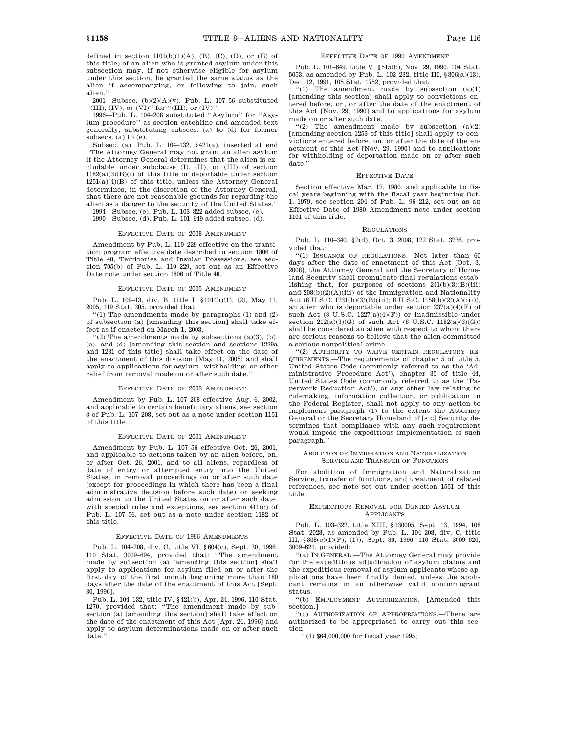defined in section 1101(b)(1)(A), (B), (C), (D), or (E) of this title) of an alien who is granted asylum under this subsection may, if not otherwise eligible for asylum under this section, be granted the same status as the alien if accompanying, or following to join, such alien.''

2001—Subsec. (b)(2)(A)(v). Pub. L. 107–56 substituted ''(III), (IV), or (VI)'' for ''(III), or (IV)''.

1996—Pub. L. 104–208 substituted ''Asylum'' for ''Asylum procedure'' as section catchline and amended text generally, substituting subsecs. (a) to (d) for former subsecs. (a) to (e).

Subsec. (a). Pub. L. 104–132, §421(a), inserted at end ''The Attorney General may not grant an alien asylum if the Attorney General determines that the alien is excludable under subclause (I), (II), or (III) of section 1182(a)(3)(B)(i) of this title or deportable under section 1251(a)(4)(B) of this title, unless the Attorney General determines, in the discretion of the Attorney General, that there are not reasonable grounds for regarding the alien as a danger to the security of the United States.''

1994—Subsec. (e). Pub. L. 103–322 added subsec. (e).

1990—Subsec. (d). Pub. L. 101–649 added subsec. (d).

### Effective Date of 2008 Amendment

Amendment by Pub. L. 110–229 effective on the transition program effective date described in section 1806 of Title 48, Territories and Insular Possessions, see section 705(b) of Pub. L. 110–229, set out as an Effective Date note under section 1806 of Title 48.

### Effective Date of 2005 Amendment

Pub. L. 109–13, div. B, title I, §101(h)(1), (2), May 11, 2005, 119 Stat. 305, provided that:

''(1) The amendments made by paragraphs (1) and (2) of subsection (a) [amending this section] shall take effect as if enacted on March 1, 2003.

''(2) The amendments made by subsections (a)(3), (b), (c), and (d) [amending this section and sections 1229a and 1231 of this title] shall take effect on the date of the enactment of this division [May 11, 2005] and shall apply to applications for asylum, withholding, or other relief from removal made on or after such date.''

### Effective Date of 2002 Amendment

Amendment by Pub. L. 107–208 effective Aug. 6, 2002, and applicable to certain beneficiary aliens, see section 8 of Pub. L. 107–208, set out as a note under section 1151 of this title.

### Effective Date of 2001 Amendment

Amendment by Pub. L. 107–56 effective Oct. 26, 2001, and applicable to actions taken by an alien before, on, or after Oct. 26, 2001, and to all aliens, regardless of date of entry or attempted entry into the United States, in removal proceedings on or after such date (except for proceedings in which there has been a final administrative decision before such date) or seeking admission to the United States on or after such date, with special rules and exceptions, see section 411(c) of Pub. L. 107–56, set out as a note under section 1182 of this title.

### Effective Date of 1996 Amendments

Pub. L. 104–208, div. C, title VI, §604(c), Sept. 30, 1996, 110 Stat. 3009–694, provided that: ''The amendment made by subsection (a) [amending this section] shall apply to applications for asylum filed on or after the first day of the first month beginning more than 180 days after the date of the enactment of this Act [Sept. 30, 1996].

Pub. L. 104–132, title IV, §421(b), Apr. 24, 1996, 110 Stat. 1270, provided that: ''The amendment made by subsection (a) [amending this section] shall take effect on the date of the enactment of this Act [Apr. 24, 1996] and apply to asylum determinations made on or after such date.''

### Effective Date of 1990 Amendment

Pub. L. 101–649, title V, §515(b), Nov. 29, 1990, 104 Stat. 5053, as amended by Pub. L. 102–232, title III, §306(a)(13), Dec. 12, 1991, 105 Stat. 1752, provided that:

''(1) The amendment made by subsection (a)(1) [amending this section] shall apply to convictions entered before, on, or after the date of the enactment of this Act [Nov. 29, 1990] and to applications for asylum made on or after such date.

''(2) The amendment made by subsection (a)(2) [amending section 1253 of this title] shall apply to convictions entered before, on, or after the date of the enactment of this Act [Nov. 29, 1990] and to applications for withholding of deportation made on or after such date.''

### Effective Date

Section effective Mar. 17, 1980, and applicable to fiscal years beginning with the fiscal year beginning Oct. 1, 1979, see section 204 of Pub. L. 96–212, set out as an Effective Date of 1980 Amendment note under section 1101 of this title.

### Regulations

Pub. L. 110–340, §2(d), Oct. 3, 2008, 122 Stat. 3736, provided that:

''(1) Issuance of regulations.—Not later than 60 days after the date of enactment of this Act [Oct. 3, 2008], the Attorney General and the Secretary of Homeland Security shall promulgate final regulations establishing that, for purposes of sections 241(b)(3)(B)(iii) and 208(b)(2)(A)(iii) of the Immigration and Nationality Act (8 U.S.C. 1231(b)(3)(B)(iii); 8 U.S.C. 1158(b)(2)(A)(iii)), an alien who is deportable under section 237(a)(4)(F) of such Act (8 U.S.C. 1227(a)(4)(F)) or inadmissible under section 212(a)(3)(G) of such Act (8 U.S.C. 1182(a)(3)(G)) shall be considered an alien with respect to whom there are serious reasons to believe that the alien committed a serious nonpolitical crime.

''(2) Authority to waive certain regulatory requirements.—The requirements of chapter 5 of title 5, United States Code (commonly referred to as the 'Administrative Procedure Act'), chapter 35 of title 44, United States Code (commonly referred to as the 'Paperwork Reduction Act'), or any other law relating to rulemaking, information collection, or publication in the Federal Register, shall not apply to any action to implement paragraph (1) to the extent the Attorney General or the Secretary Homeland of [sic] Security determines that compliance with any such requirement would impede the expeditious implementation of such paragraph.''

### Abolition of Immigration and Naturalization Service and Transfer of Functions

For abolition of Immigration and Naturalization Service, transfer of functions, and treatment of related references, see note set out under section 1551 of this title.

### Expeditious Removal for Denied Asylum Applicants

Pub. L. 103–322, title XIII, §130005, Sept. 13, 1994, 108 Stat. 2028, as amended by Pub. L. 104–208, div. C, title III, §308(e)(1)(P), (17), Sept. 30, 1996, 110 Stat. 3009–620, 3009–621, provided:

''(a) In General.—The Attorney General may provide for the expeditious adjudication of asylum claims and the expeditious removal of asylum applicants whose applications have been finally denied, unless the applicant remains in an otherwise valid nonimmigrant status.

''(b) Employment Authorization.—[Amended this section.]

''(c) Authorization of Appropriations.—There are authorized to be appropriated to carry out this section—

''(1) $64,000,000 for fiscal year 1995;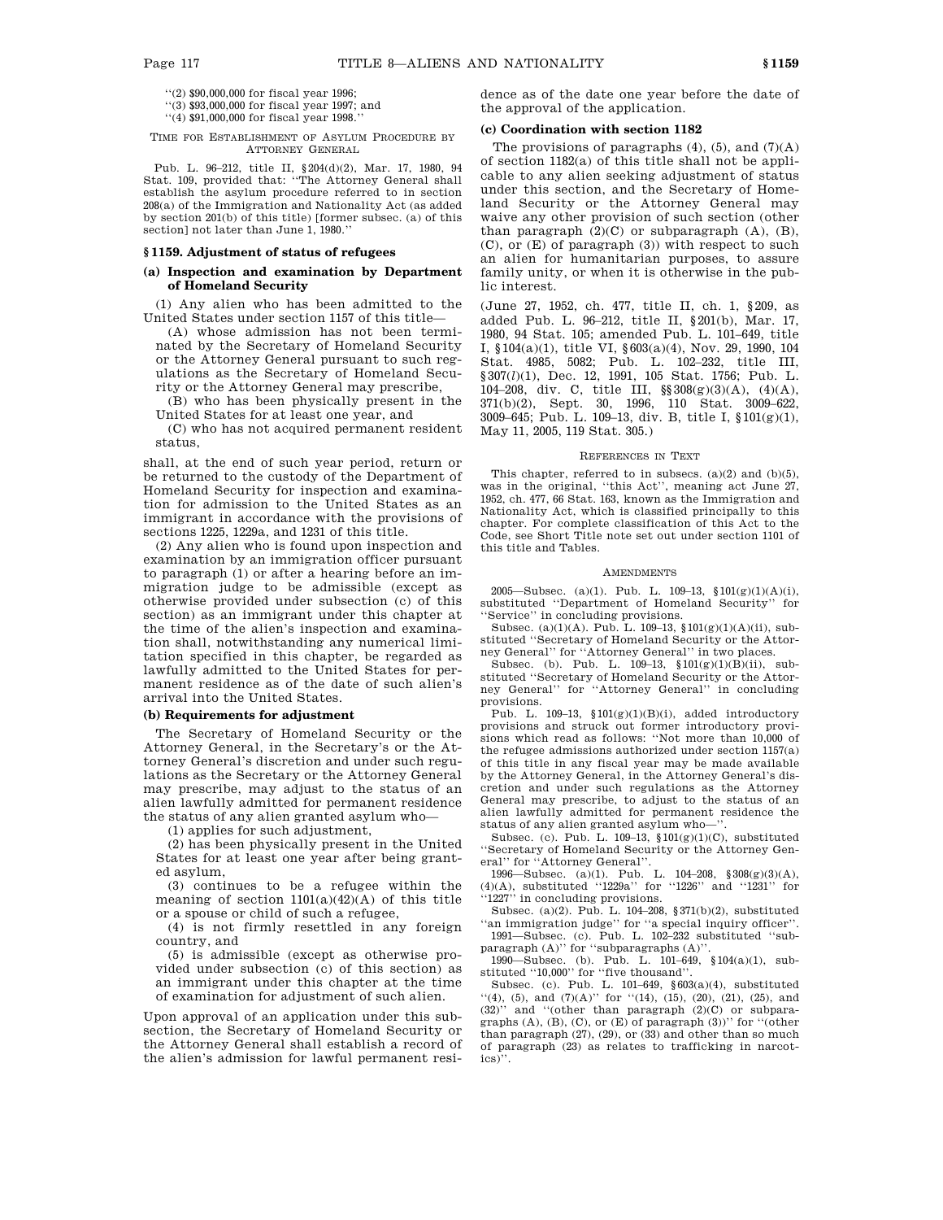"(2) $90,000,000 for fiscal year 1996;

"(3) $93,000,000 for fiscal year 1997; and

"(4) $91,000,000 for fiscal year 1998."

TIME FOR ESTABLISHMENT OF ASYLUM PROCEDURE BY ATTORNEY GENERAL

Pub. L. 96–212, title II, §204(d)(2), Mar. 17, 1980, 94 Stat. 109, provided that: "The Attorney General shall establish the asylum procedure referred to in section 208(a) of the Immigration and Nationality Act (as added by section 201(b) of this title) [former subsec. (a) of this section] not later than June 1, 1980."

## §1159. Adjustment of status of refugees

### (a) Inspection and examination by Department of Homeland Security

(1) Any alien who has been admitted to the United States under section 1157 of this title—

(A) whose admission has not been terminated by the Secretary of Homeland Security or the Attorney General pursuant to such regulations as the Secretary of Homeland Security or the Attorney General may prescribe,

(B) who has been physically present in the United States for at least one year, and

(C) who has not acquired permanent resident status,

shall, at the end of such year period, return or be returned to the custody of the Department of Homeland Security for inspection and examination for admission to the United States as an immigrant in accordance with the provisions of sections 1225, 1229a, and 1231 of this title.

(2) Any alien who is found upon inspection and examination by an immigration officer pursuant to paragraph (1) or after a hearing before an immigration judge to be admissible (except as otherwise provided under subsection (c) of this section) as an immigrant under this chapter at the time of the alien's inspection and examination shall, notwithstanding any numerical limitation specified in this chapter, be regarded as lawfully admitted to the United States for permanent residence as of the date of such alien's arrival into the United States.

### (b) Requirements for adjustment

The Secretary of Homeland Security or the Attorney General, in the Secretary's or the Attorney General's discretion and under such regulations as the Secretary or the Attorney General may prescribe, may adjust to the status of an alien lawfully admitted for permanent residence the status of any alien granted asylum who—

(1) applies for such adjustment,

(2) has been physically present in the United States for at least one year after being granted asylum,

(3) continues to be a refugee within the meaning of section 1101(a)(42)(A) of this title or a spouse or child of such a refugee,

(4) is not firmly resettled in any foreign country, and

(5) is admissible (except as otherwise provided under subsection (c) of this section) as an immigrant under this chapter at the time of examination for adjustment of such alien.

Upon approval of an application under this subsection, the Secretary of Homeland Security or the Attorney General shall establish a record of the alien's admission for lawful permanent residence as of the date one year before the date of the approval of the application.

### (c) Coordination with section 1182

The provisions of paragraphs (4), (5), and (7)(A) of section 1182(a) of this title shall not be applicable to any alien seeking adjustment of status under this section, and the Secretary of Homeland Security or the Attorney General may waive any other provision of such section (other than paragraph (2)(C) or subparagraph (A), (B), (C), or (E) of paragraph (3)) with respect to such an alien for humanitarian purposes, to assure family unity, or when it is otherwise in the public interest.

(June 27, 1952, ch. 477, title II, ch. 1, §209, as added Pub. L. 96–212, title II, §201(b), Mar. 17, 1980, 94 Stat. 105; amended Pub. L. 101–649, title I, §104(a)(1), title VI, §603(a)(4), Nov. 29, 1990, 104 Stat. 4985, 5082; Pub. L. 102–232, title III, §307(*l*)(1), Dec. 12, 1991, 105 Stat. 1756; Pub. L. 104–208, div. C, title III, §§308(g)(3)(A), (4)(A), 371(b)(2), Sept. 30, 1996, 110 Stat. 3009–622, 3009–645; Pub. L. 109–13, div. B, title I, §101(g)(1), May 11, 2005, 119 Stat. 305.)

REFERENCES IN TEXT

This chapter, referred to in subsecs. (a)(2) and (b)(5), was in the original, "this Act", meaning act June 27, 1952, ch. 477, 66 Stat. 163, known as the Immigration and Nationality Act, which is classified principally to this chapter. For complete classification of this Act to the Code, see Short Title note set out under section 1101 of this title and Tables.

AMENDMENTS

2005—Subsec. (a)(1). Pub. L. 109–13, §101(g)(1)(A)(i), substituted "Department of Homeland Security" for "Service" in concluding provisions.

Subsec. (a)(1)(A). Pub. L. 109–13, §101(g)(1)(A)(ii), substituted "Secretary of Homeland Security or the Attorney General" for "Attorney General" in two places.

Subsec. (b). Pub. L. 109–13, §101(g)(1)(B)(ii), substituted "Secretary of Homeland Security or the Attorney General" for "Attorney General" in concluding provisions.

Pub. L. 109–13, §101(g)(1)(B)(i), added introductory provisions and struck out former introductory provisions which read as follows: "Not more than 10,000 of the refugee admissions authorized under section 1157(a) of this title in any fiscal year may be made available by the Attorney General, in the Attorney General's discretion and under such regulations as the Attorney General may prescribe, to adjust to the status of an alien lawfully admitted for permanent residence the status of any alien granted asylum who—".

Subsec. (c). Pub. L. 109–13, §101(g)(1)(C), substituted "Secretary of Homeland Security or the Attorney General" for "Attorney General".

1996—Subsec. (a)(1). Pub. L. 104–208, §308(g)(3)(A), (4)(A), substituted "1229a" for "1226" and "1231" for "1227" in concluding provisions.

Subsec. (a)(2). Pub. L. 104–208, §371(b)(2), substituted "an immigration judge" for "a special inquiry officer".

1991—Subsec. (c). Pub. L. 102–232 substituted "subparagraph (A)" for "subparagraphs (A)".

1990—Subsec. (b). Pub. L. 101–649, §104(a)(1), substituted "10,000" for "five thousand".

Subsec. (c). Pub. L. 101–649, §603(a)(4), substituted "(4), (5), and (7)(A)" for "(14), (15), (20), (21), (25), and (32)" and "(other than paragraph (2)(C) or subparagraphs (A), (B), (C), or (E) of paragraph (3))" for "(other than paragraph (27), (29), or (33) and other than so much of paragraph (23) as relates to trafficking in narcotics)".